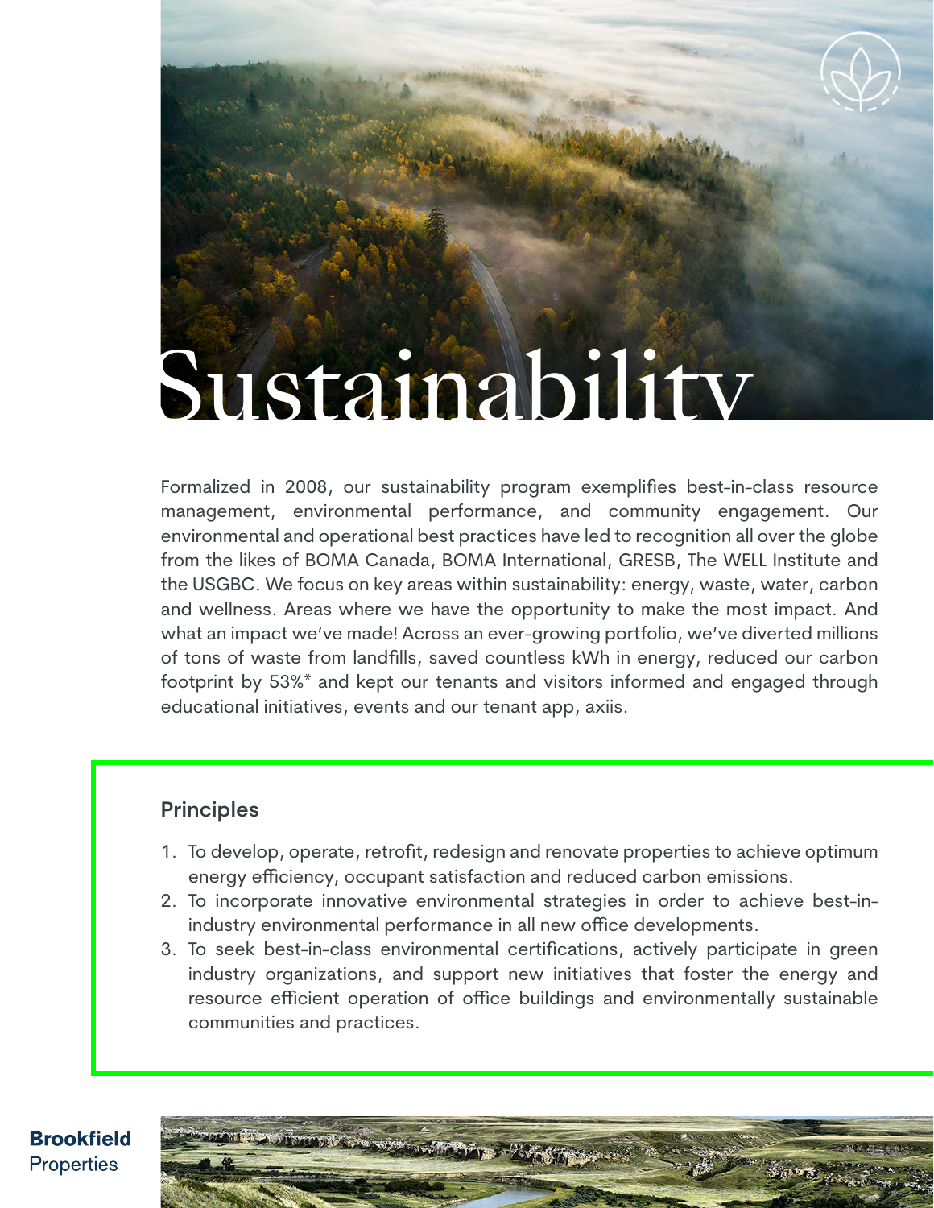# Sustainability

Formalized in 2008, our sustainability program exemplifies best-in-class resource management, environmental performance, and community engagement. Our environmental and operational best practices have led to recognition all over the globe from the likes of BOMA Canada, BOMA International, GRESB, The WELL Institute and the USGBC. We focus on key areas within sustainability: energy, waste, water, carbon and wellness. Areas where we have the opportunity to make the most impact. And what an impact we've made! Across an ever-growing portfolio, we've diverted millions of tons of waste from landfills, saved countless kWh in energy, reduced our carbon footprint by 53%* and kept our tenants and visitors informed and engaged through educational initiatives, events and our tenant app, axiis.

## Principles

1. To develop, operate, retrofit, redesign and renovate properties to achieve optimum energy efficiency, occupant satisfaction and reduced carbon emissions.
2. To incorporate innovative environmental strategies in order to achieve best-in-industry environmental performance in all new office developments.
3. To seek best-in-class environmental certifications, actively participate in green industry organizations, and support new initiatives that foster the energy and resource efficient operation of office buildings and environmentally sustainable communities and practices.

Brookfield Properties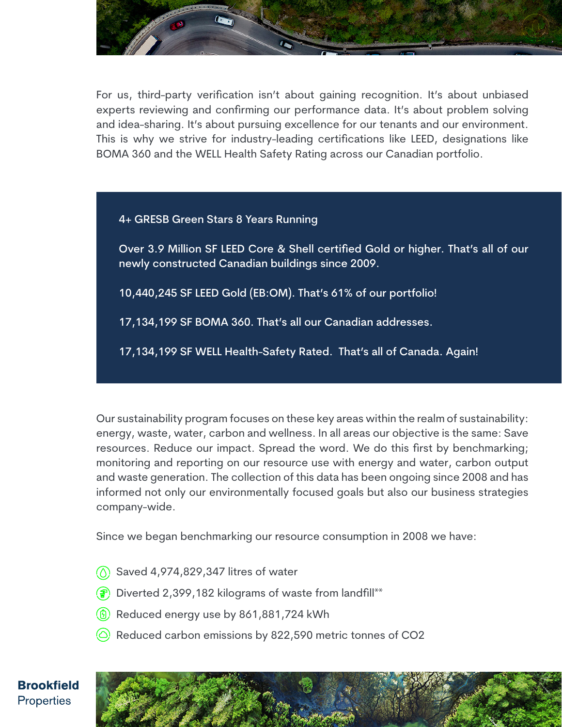For us, third-party verification isn't about gaining recognition. It's about unbiased experts reviewing and confirming our performance data. It's about problem solving and idea-sharing. It's about pursuing excellence for our tenants and our environment. This is why we strive for industry-leading certifications like LEED, designations like BOMA 360 and the WELL Health Safety Rating across our Canadian portfolio.

4+ GRESB Green Stars 8 Years Running

Over 3.9 Million SF LEED Core & Shell certified Gold or higher. That's all of our newly constructed Canadian buildings since 2009.

10,440,245 SF LEED Gold (EB:OM). That's 61% of our portfolio!

17,134,199 SF BOMA 360. That's all our Canadian addresses.

17,134,199 SF WELL Health-Safety Rated. That's all of Canada. Again!

Our sustainability program focuses on these key areas within the realm of sustainability: energy, waste, water, carbon and wellness. In all areas our objective is the same: Save resources. Reduce our impact. Spread the word. We do this first by benchmarking; monitoring and reporting on our resource use with energy and water, carbon output and waste generation. The collection of this data has been ongoing since 2008 and has informed not only our environmentally focused goals but also our business strategies company-wide.

Since we began benchmarking our resource consumption in 2008 we have:

- Saved 4,974,829,347 litres of water
- Diverted 2,399,182 kilograms of waste from landfill**
- Reduced energy use by 861,881,724 kWh
- Reduced carbon emissions by 822,590 metric tonnes of $CO_2$

**Brookfield** Properties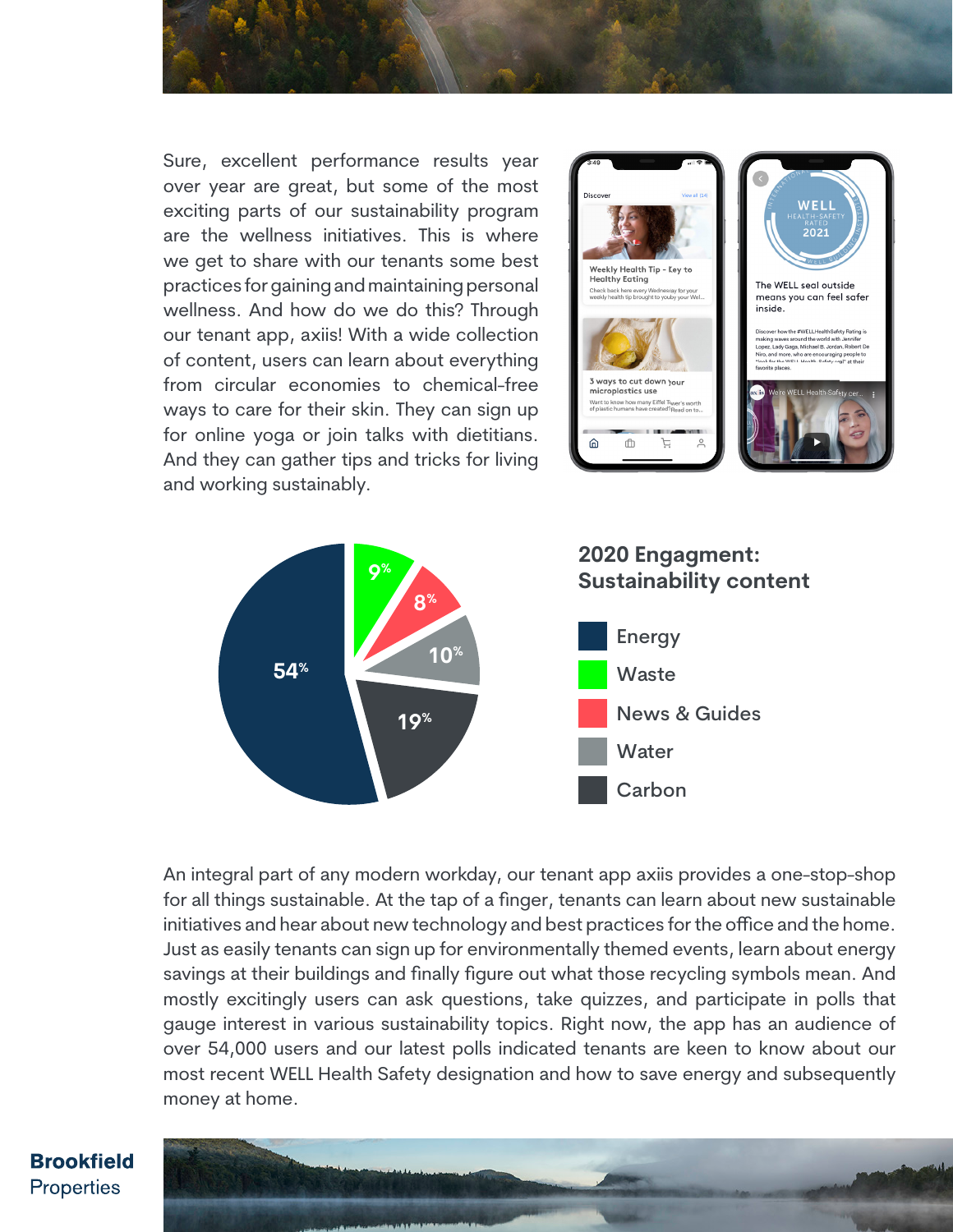Sure, excellent performance results year over year are great, but some of the most exciting parts of our sustainability program are the wellness initiatives. This is where we get to share with our tenants some best practices for gaining and maintaining personal wellness. And how do we do this? Through our tenant app, axiis! With a wide collection of content, users can learn about everything from circular economies to chemical-free ways to care for their skin. They can sign up for online yoga or join talks with dietitians. And they can gather tips and tricks for living and working sustainably.

## 2020 Engagment: Sustainability content

| Category | Share |
|---|---|
| Energy | 54% |
| Waste | 9% |
| News & Guides | 8% |
| Water | 10% |
| Carbon | 19% |

An integral part of any modern workday, our tenant app axiis provides a one-stop-shop for all things sustainable. At the tap of a finger, tenants can learn about new sustainable initiatives and hear about new technology and best practices for the office and the home. Just as easily tenants can sign up for environmentally themed events, learn about energy savings at their buildings and finally figure out what those recycling symbols mean. And mostly excitingly users can ask questions, take quizzes, and participate in polls that gauge interest in various sustainability topics. Right now, the app has an audience of over 54,000 users and our latest polls indicated tenants are keen to know about our most recent WELL Health Safety designation and how to save energy and subsequently money at home.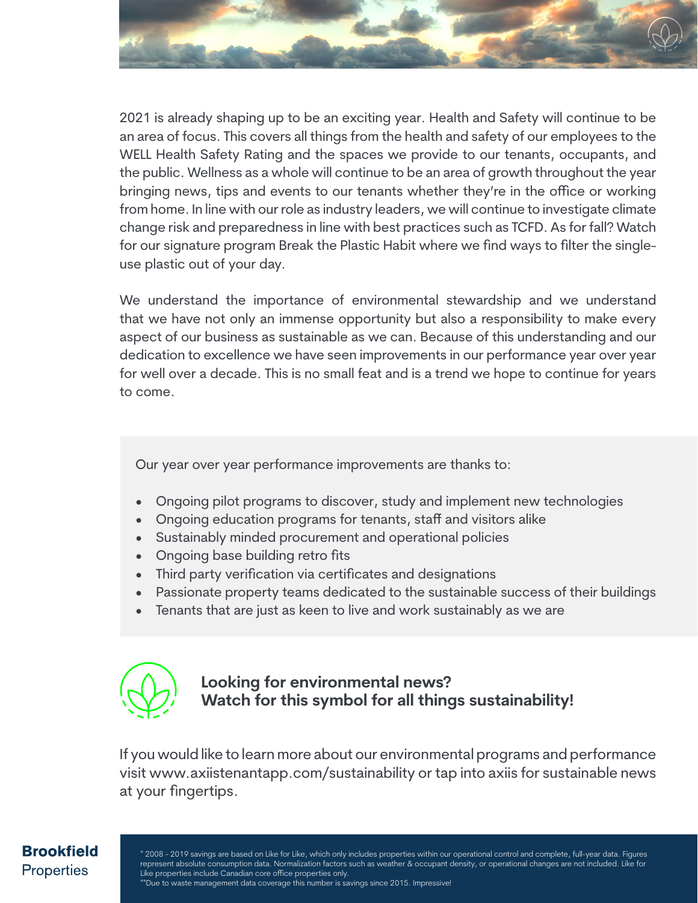2021 is already shaping up to be an exciting year. Health and Safety will continue to be an area of focus. This covers all things from the health and safety of our employees to the WELL Health Safety Rating and the spaces we provide to our tenants, occupants, and the public. Wellness as a whole will continue to be an area of growth throughout the year bringing news, tips and events to our tenants whether they're in the office or working from home. In line with our role as industry leaders, we will continue to investigate climate change risk and preparedness in line with best practices such as TCFD. As for fall? Watch for our signature program Break the Plastic Habit where we find ways to filter the single-use plastic out of your day.

We understand the importance of environmental stewardship and we understand that we have not only an immense opportunity but also a responsibility to make every aspect of our business as sustainable as we can. Because of this understanding and our dedication to excellence we have seen improvements in our performance year over year for well over a decade. This is no small feat and is a trend we hope to continue for years to come.

Our year over year performance improvements are thanks to:

- Ongoing pilot programs to discover, study and implement new technologies
- Ongoing education programs for tenants, staff and visitors alike
- Sustainably minded procurement and operational policies
- Ongoing base building retro fits
- Third party verification via certificates and designations
- Passionate property teams dedicated to the sustainable success of their buildings
- Tenants that are just as keen to live and work sustainably as we are

**Looking for environmental news?**
**Watch for this symbol for all things sustainability!**

If you would like to learn more about our environmental programs and performance visit www.axiistenantapp.com/sustainability or tap into axiis for sustainable news at your fingertips.

**Brookfield** Properties

* 2008 - 2019 savings are based on Like for Like, which only includes properties within our operational control and complete, full-year data. Figures represent absolute consumption data. Normalization factors such as weather & occupant density, or operational changes are not included. Like for Like properties include Canadian core office properties only.
**Due to waste management data coverage this number is savings since 2015. Impressive!